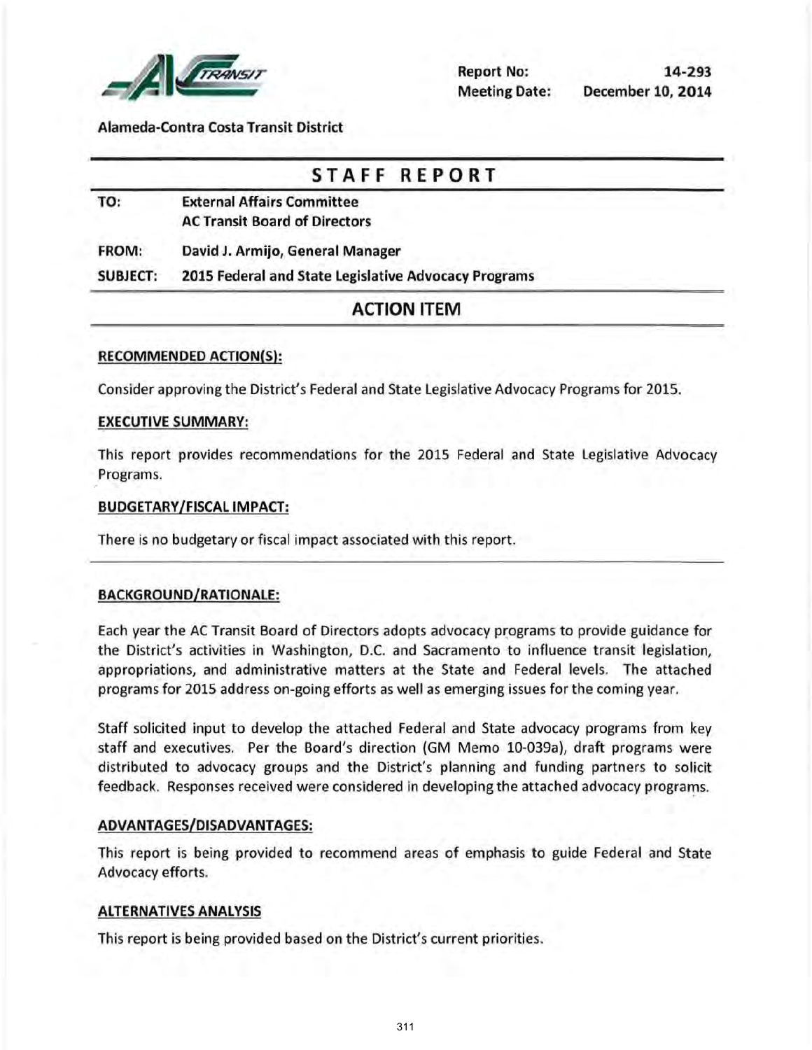Report No: 14-293
Meeting Date: December 10, 2014

**Alameda-Contra Costa Transit District**

# STAFF REPORT

**TO:** External Affairs Committee
AC Transit Board of Directors

**FROM:** David J. Armijo, General Manager

**SUBJECT:** 2015 Federal and State Legislative Advocacy Programs

## ACTION ITEM

**RECOMMENDED ACTION(S):**

Consider approving the District's Federal and State Legislative Advocacy Programs for 2015.

**EXECUTIVE SUMMARY:**

This report provides recommendations for the 2015 Federal and State Legislative Advocacy Programs.

**BUDGETARY/FISCAL IMPACT:**

There is no budgetary or fiscal impact associated with this report.

**BACKGROUND/RATIONALE:**

Each year the AC Transit Board of Directors adopts advocacy programs to provide guidance for the District's activities in Washington, D.C. and Sacramento to influence transit legislation, appropriations, and administrative matters at the State and Federal levels. The attached programs for 2015 address on-going efforts as well as emerging issues for the coming year.

Staff solicited input to develop the attached Federal and State advocacy programs from key staff and executives. Per the Board's direction (GM Memo 10-039a), draft programs were distributed to advocacy groups and the District's planning and funding partners to solicit feedback. Responses received were considered in developing the attached advocacy programs.

**ADVANTAGES/DISADVANTAGES:**

This report is being provided to recommend areas of emphasis to guide Federal and State Advocacy efforts.

**ALTERNATIVES ANALYSIS**

This report is being provided based on the District's current priorities.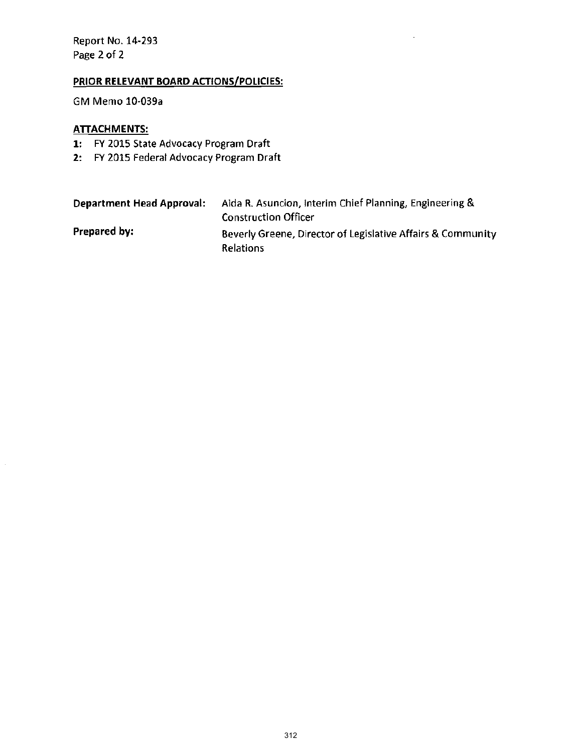Report No. 14-293

## PRIOR RELEVANT BOARD ACTIONS/POLICIES:

GM Memo 10-039a

## ATTACHMENTS:

**1:** FY 2015 State Advocacy Program Draft
**2:** FY 2015 Federal Advocacy Program Draft

| | |
|---|---|
| **Department Head Approval:** | Alda R. Asuncion, Interim Chief Planning, Engineering & Construction Officer |
| **Prepared by:** | Beverly Greene, Director of Legislative Affairs & Community Relations |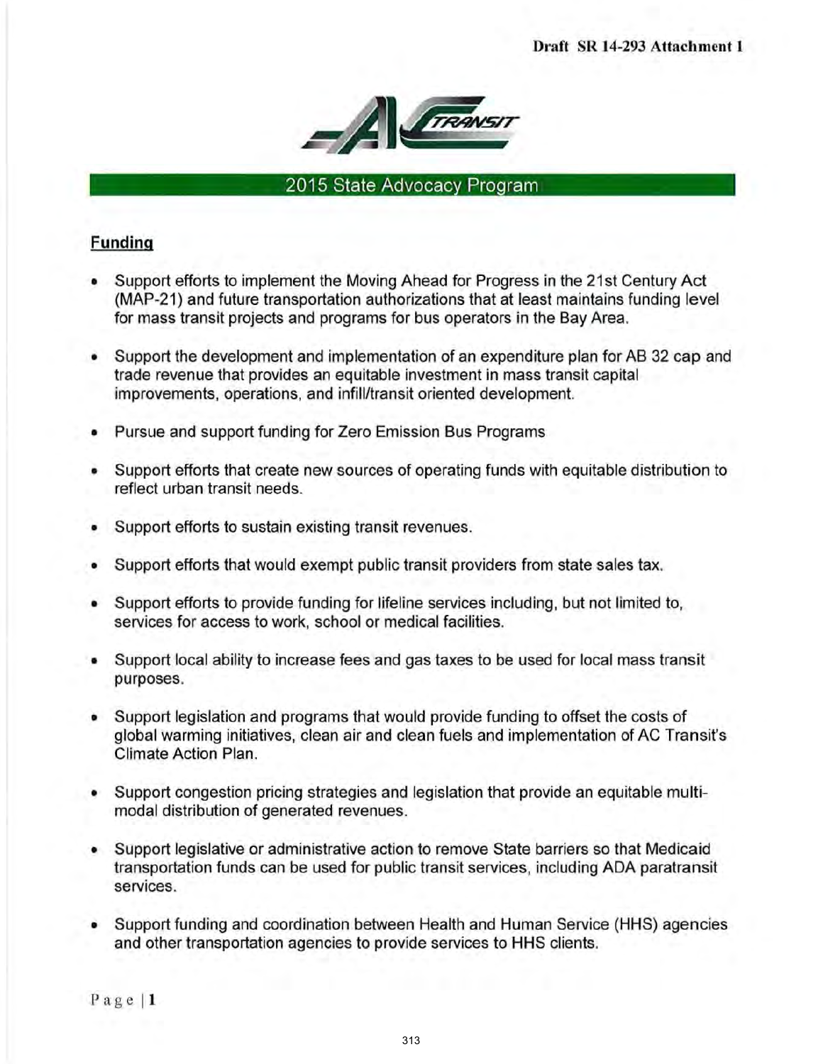Draft SR 14-293 Attachment 1

AC TRANSIT

## 2015 State Advocacy Program

### Funding

- Support efforts to implement the Moving Ahead for Progress in the 21st Century Act (MAP-21) and future transportation authorizations that at least maintains funding level for mass transit projects and programs for bus operators in the Bay Area.

- Support the development and implementation of an expenditure plan for AB 32 cap and trade revenue that provides an equitable investment in mass transit capital improvements, operations, and infill/transit oriented development.

- Pursue and support funding for Zero Emission Bus Programs

- Support efforts that create new sources of operating funds with equitable distribution to reflect urban transit needs.

- Support efforts to sustain existing transit revenues.

- Support efforts that would exempt public transit providers from state sales tax.

- Support efforts to provide funding for lifeline services including, but not limited to, services for access to work, school or medical facilities.

- Support local ability to increase fees and gas taxes to be used for local mass transit purposes.

- Support legislation and programs that would provide funding to offset the costs of global warming initiatives, clean air and clean fuels and implementation of AC Transit's Climate Action Plan.

- Support congestion pricing strategies and legislation that provide an equitable multi-modal distribution of generated revenues.

- Support legislative or administrative action to remove State barriers so that Medicaid transportation funds can be used for public transit services, including ADA paratransit services.

- Support funding and coordination between Health and Human Service (HHS) agencies and other transportation agencies to provide services to HHS clients.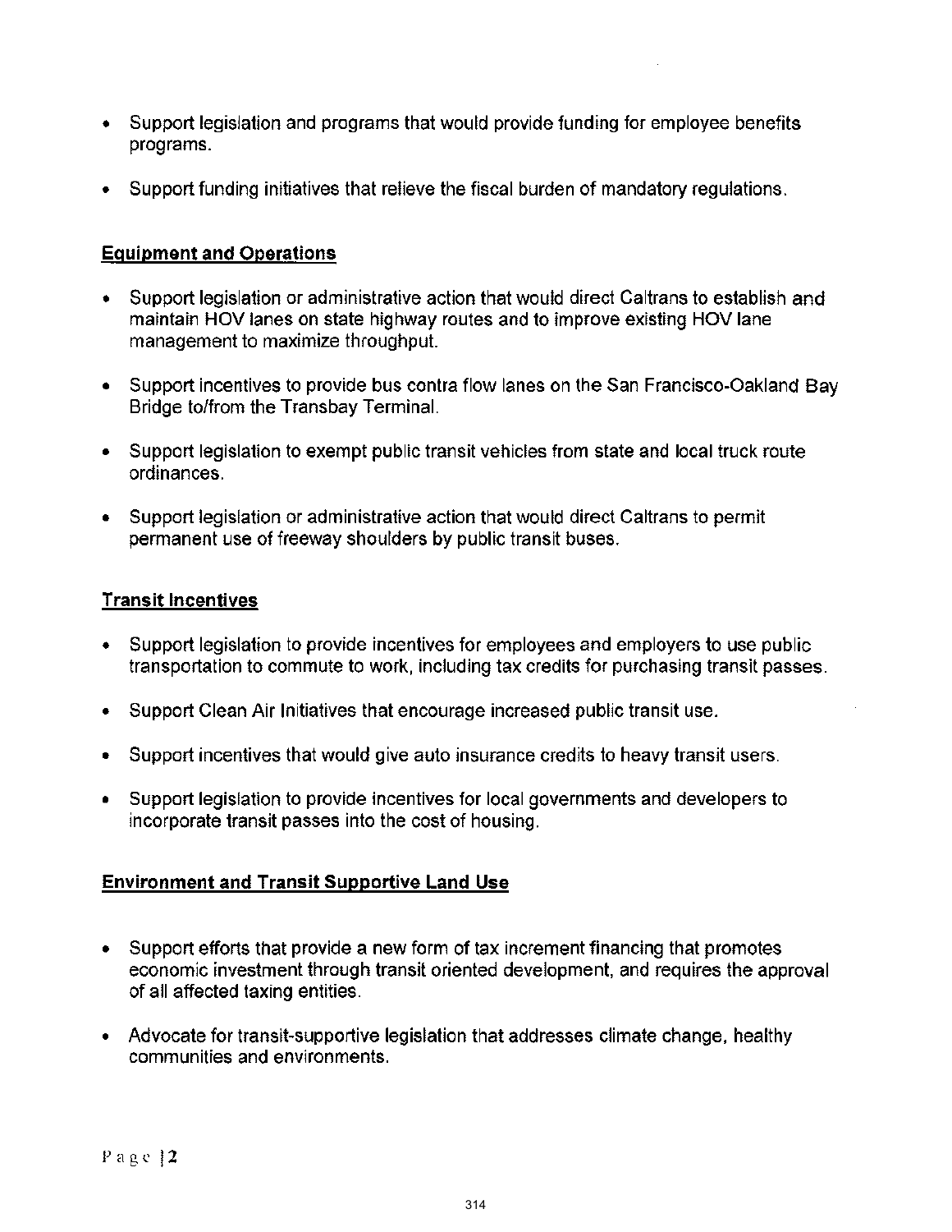- Support legislation and programs that would provide funding for employee benefits programs.

- Support funding initiatives that relieve the fiscal burden of mandatory regulations.

**Equipment and Operations**

- Support legislation or administrative action that would direct Caltrans to establish and maintain HOV lanes on state highway routes and to improve existing HOV lane management to maximize throughput.

- Support incentives to provide bus contra flow lanes on the San Francisco-Oakland Bay Bridge to/from the Transbay Terminal.

- Support legislation to exempt public transit vehicles from state and local truck route ordinances.

- Support legislation or administrative action that would direct Caltrans to permit permanent use of freeway shoulders by public transit buses.

**Transit Incentives**

- Support legislation to provide incentives for employees and employers to use public transportation to commute to work, including tax credits for purchasing transit passes.

- Support Clean Air Initiatives that encourage increased public transit use.

- Support incentives that would give auto insurance credits to heavy transit users.

- Support legislation to provide incentives for local governments and developers to incorporate transit passes into the cost of housing.

**Environment and Transit Supportive Land Use**

- Support efforts that provide a new form of tax increment financing that promotes economic investment through transit oriented development, and requires the approval of all affected taxing entities.

- Advocate for transit-supportive legislation that addresses climate change, healthy communities and environments.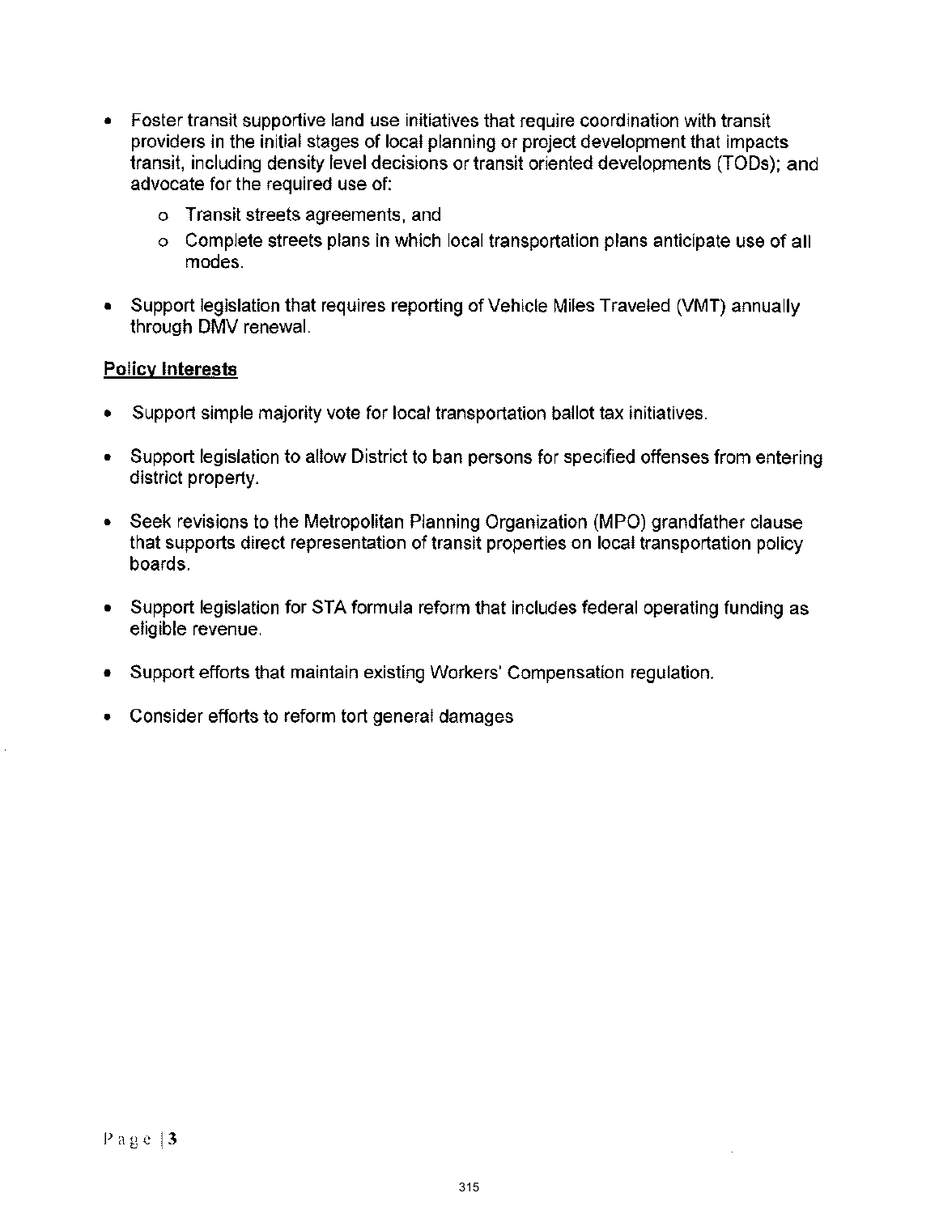- Foster transit supportive land use initiatives that require coordination with transit providers in the initial stages of local planning or project development that impacts transit, including density level decisions or transit oriented developments (TODs); and advocate for the required use of:
    - Transit streets agreements, and
    - Complete streets plans in which local transportation plans anticipate use of all modes.

- Support legislation that requires reporting of Vehicle Miles Traveled (VMT) annually through DMV renewal.

**Policy Interests**

- Support simple majority vote for local transportation ballot tax initiatives.

- Support legislation to allow District to ban persons for specified offenses from entering district property.

- Seek revisions to the Metropolitan Planning Organization (MPO) grandfather clause that supports direct representation of transit properties on local transportation policy boards.

- Support legislation for STA formula reform that includes federal operating funding as eligible revenue.

- Support efforts that maintain existing Workers' Compensation regulation.

- Consider efforts to reform tort general damages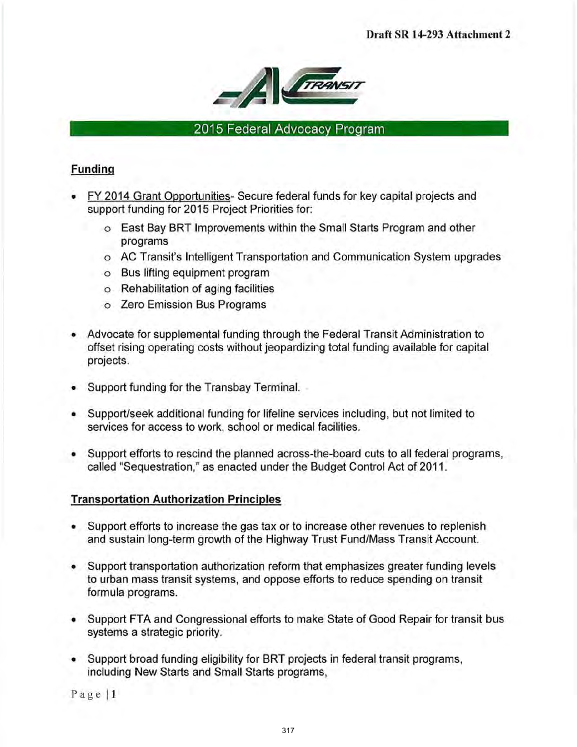Draft SR 14-293 Attachment 2

## 2015 Federal Advocacy Program

### Funding

- FY 2014 Grant Opportunities- Secure federal funds for key capital projects and support funding for 2015 Project Priorities for:
  - East Bay BRT Improvements within the Small Starts Program and other programs
  - AC Transit's Intelligent Transportation and Communication System upgrades
  - Bus lifting equipment program
  - Rehabilitation of aging facilities
  - Zero Emission Bus Programs
- Advocate for supplemental funding through the Federal Transit Administration to offset rising operating costs without jeopardizing total funding available for capital projects.
- Support funding for the Transbay Terminal.
- Support/seek additional funding for lifeline services including, but not limited to services for access to work, school or medical facilities.
- Support efforts to rescind the planned across-the-board cuts to all federal programs, called "Sequestration," as enacted under the Budget Control Act of 2011.

### Transportation Authorization Principles

- Support efforts to increase the gas tax or to increase other revenues to replenish and sustain long-term growth of the Highway Trust Fund/Mass Transit Account.
- Support transportation authorization reform that emphasizes greater funding levels to urban mass transit systems, and oppose efforts to reduce spending on transit formula programs.
- Support FTA and Congressional efforts to make State of Good Repair for transit bus systems a strategic priority.
- Support broad funding eligibility for BRT projects in federal transit programs, including New Starts and Small Starts programs,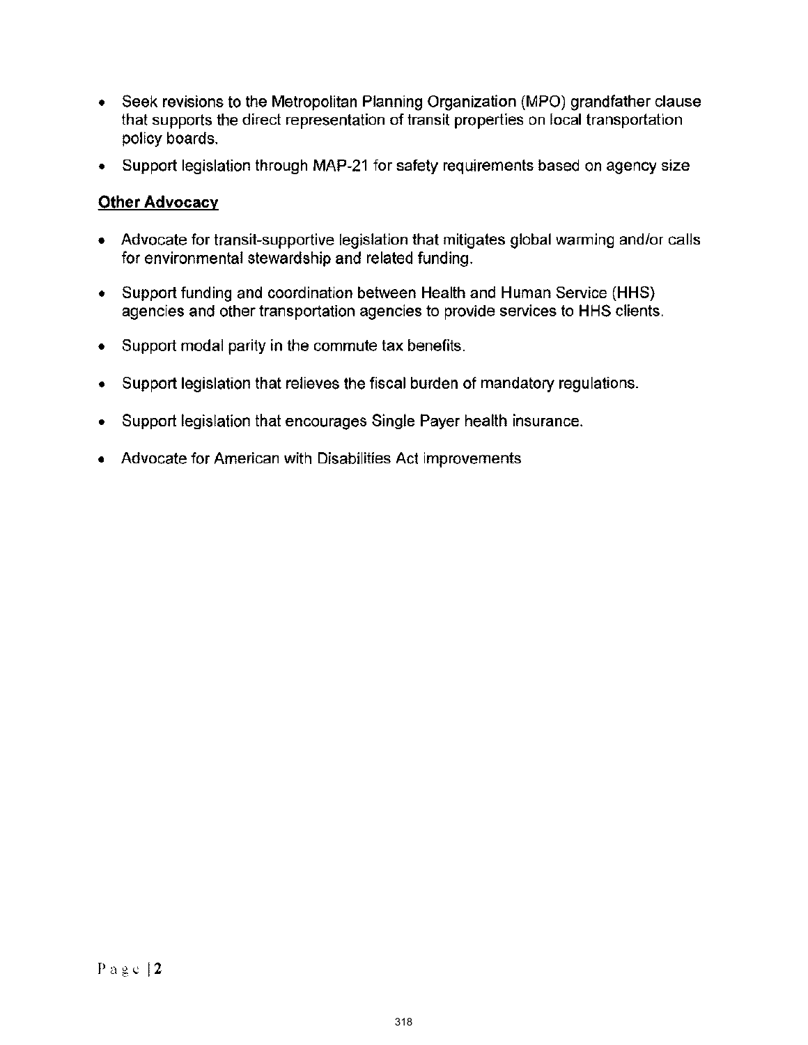- Seek revisions to the Metropolitan Planning Organization (MPO) grandfather clause that supports the direct representation of transit properties on local transportation policy boards.
- Support legislation through MAP-21 for safety requirements based on agency size

## Other Advocacy

- Advocate for transit-supportive legislation that mitigates global warming and/or calls for environmental stewardship and related funding.
- Support funding and coordination between Health and Human Service (HHS) agencies and other transportation agencies to provide services to HHS clients.
- Support modal parity in the commute tax benefits.
- Support legislation that relieves the fiscal burden of mandatory regulations.
- Support legislation that encourages Single Payer health insurance.
- Advocate for American with Disabilities Act improvements